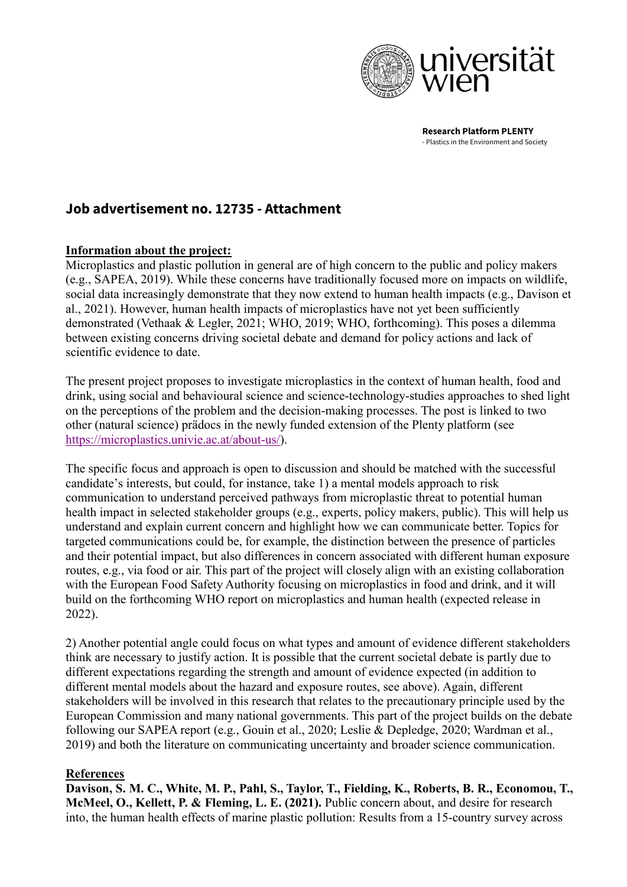**Research Platform PLENTY**
- Plastics in the Environment and Society

## Job advertisement no. 12735 - Attachment

**Information about the project:**

Microplastics and plastic pollution in general are of high concern to the public and policy makers (e.g., SAPEA, 2019). While these concerns have traditionally focused more on impacts on wildlife, social data increasingly demonstrate that they now extend to human health impacts (e.g., Davison et al., 2021). However, human health impacts of microplastics have not yet been sufficiently demonstrated (Vethaak & Legler, 2021; WHO, 2019; WHO, forthcoming). This poses a dilemma between existing concerns driving societal debate and demand for policy actions and lack of scientific evidence to date.

The present project proposes to investigate microplastics in the context of human health, food and drink, using social and behavioural science and science-technology-studies approaches to shed light on the perceptions of the problem and the decision-making processes. The post is linked to two other (natural science) prädocs in the newly funded extension of the Plenty platform (see https://microplastics.univie.ac.at/about-us/).

The specific focus and approach is open to discussion and should be matched with the successful candidate's interests, but could, for instance, take 1) a mental models approach to risk communication to understand perceived pathways from microplastic threat to potential human health impact in selected stakeholder groups (e.g., experts, policy makers, public). This will help us understand and explain current concern and highlight how we can communicate better. Topics for targeted communications could be, for example, the distinction between the presence of particles and their potential impact, but also differences in concern associated with different human exposure routes, e.g., via food or air. This part of the project will closely align with an existing collaboration with the European Food Safety Authority focusing on microplastics in food and drink, and it will build on the forthcoming WHO report on microplastics and human health (expected release in 2022).

2) Another potential angle could focus on what types and amount of evidence different stakeholders think are necessary to justify action. It is possible that the current societal debate is partly due to different expectations regarding the strength and amount of evidence expected (in addition to different mental models about the hazard and exposure routes, see above). Again, different stakeholders will be involved in this research that relates to the precautionary principle used by the European Commission and many national governments. This part of the project builds on the debate following our SAPEA report (e.g., Gouin et al., 2020; Leslie & Depledge, 2020; Wardman et al., 2019) and both the literature on communicating uncertainty and broader science communication.

**References**

**Davison, S. M. C., White, M. P., Pahl, S., Taylor, T., Fielding, K., Roberts, B. R., Economou, T., McMeel, O., Kellett, P. & Fleming, L. E. (2021).** Public concern about, and desire for research into, the human health effects of marine plastic pollution: Results from a 15-country survey across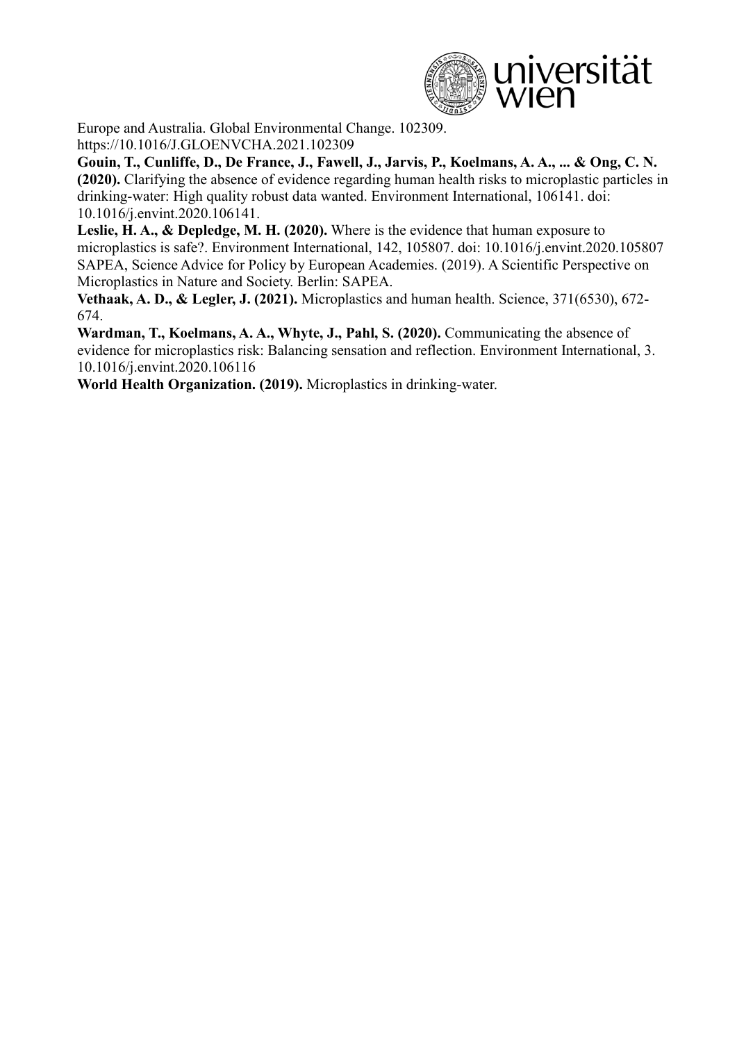Europe and Australia. Global Environmental Change. 102309.
https://10.1016/J.GLOENVCHA.2021.102309

**Gouin, T., Cunliffe, D., De France, J., Fawell, J., Jarvis, P., Koelmans, A. A., ... & Ong, C. N. (2020).** Clarifying the absence of evidence regarding human health risks to microplastic particles in drinking-water: High quality robust data wanted. Environment International, 106141. doi: 10.1016/j.envint.2020.106141.

**Leslie, H. A., & Depledge, M. H. (2020).** Where is the evidence that human exposure to microplastics is safe?. Environment International, 142, 105807. doi: 10.1016/j.envint.2020.105807

SAPEA, Science Advice for Policy by European Academies. (2019). A Scientific Perspective on Microplastics in Nature and Society. Berlin: SAPEA.

**Vethaak, A. D., & Legler, J. (2021).** Microplastics and human health. Science, 371(6530), 672-674.

**Wardman, T., Koelmans, A. A., Whyte, J., Pahl, S. (2020).** Communicating the absence of evidence for microplastics risk: Balancing sensation and reflection. Environment International, 3. 10.1016/j.envint.2020.106116

**World Health Organization. (2019).** Microplastics in drinking-water.